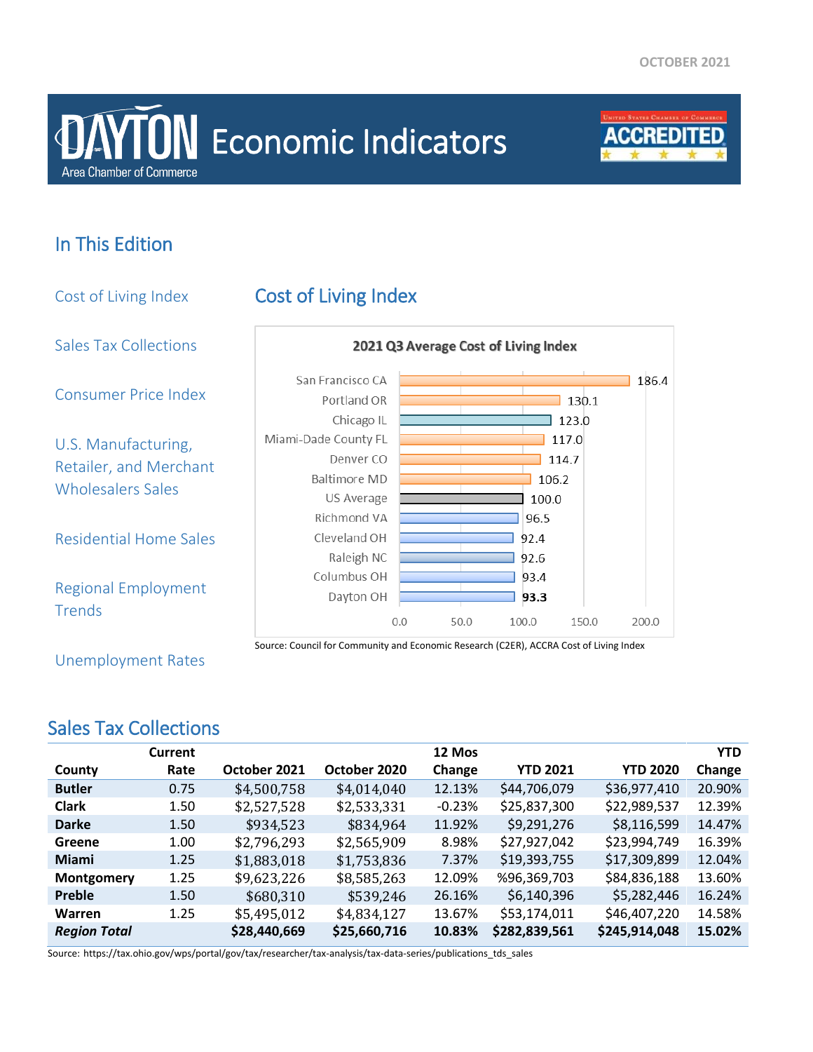OCTOBER 2021

# DAYTON Area Chamber of Commerce Economic Indicators

ACCREDITED — United States Chamber of Commerce

## In This Edition

- Cost of Living Index
- Sales Tax Collections
- Consumer Price Index
- U.S. Manufacturing, Retailer, and Merchant Wholesalers Sales
- Residential Home Sales
- Regional Employment Trends
- Unemployment Rates

## Cost of Living Index

**2021 Q3 Average Cost of Living Index**

| Location | Index |
|---|---|
| San Francisco CA | 186.4 |
| Portland OR | 130.1 |
| Chicago IL | 123.0 |
| Miami-Dade County FL | 117.0 |
| Denver CO | 114.7 |
| Baltimore MD | 106.2 |
| US Average | 100.0 |
| Richmond VA | 96.5 |
| Cleveland OH | 92.4 |
| Raleigh NC | 92.6 |
| Columbus OH | 93.4 |
| Dayton OH | **93.3** |

Source: Council for Community and Economic Research (C2ER), ACCRA Cost of Living Index

## Sales Tax Collections

| County | Current Rate | October 2021 | October 2020 | 12 Mos Change | YTD 2021 | YTD 2020 | YTD Change |
|---|---|---|---|---|---|---|---|
| **Butler** | 0.75 | $4,500,758 | $4,014,040 | 12.13% | $44,706,079 | $36,977,410 | 20.90% |
| **Clark** | 1.50 | $2,527,528 | $2,533,331 | -0.23% | $25,837,300 | $22,989,537 | 12.39% |
| **Darke** | 1.50 | $934,523 | $834,964 | 11.92% | $9,291,276 | $8,116,599 | 14.47% |
| **Greene** | 1.00 | $2,796,293 | $2,565,909 | 8.98% | $27,927,042 | $23,994,749 | 16.39% |
| **Miami** | 1.25 | $1,883,018 | $1,753,836 | 7.37% | $19,393,755 | $17,309,899 | 12.04% |
| **Montgomery** | 1.25 | $9,623,226 | $8,585,263 | 12.09% | %96,369,703 | $84,836,188 | 13.60% |
| **Preble** | 1.50 | $680,310 | $539,246 | 26.16% | $6,140,396 | $5,282,446 | 16.24% |
| **Warren** | 1.25 | $5,495,012 | $4,834,127 | 13.67% | $53,174,011 | $46,407,220 | 14.58% |
| ***Region Total*** | | **$28,440,669** | **$25,660,716** | **10.83%** | **$282,839,561** | **$245,914,048** | **15.02%** |

Source: https://tax.ohio.gov/wps/portal/gov/tax/researcher/tax-analysis/tax-data-series/publications_tds_sales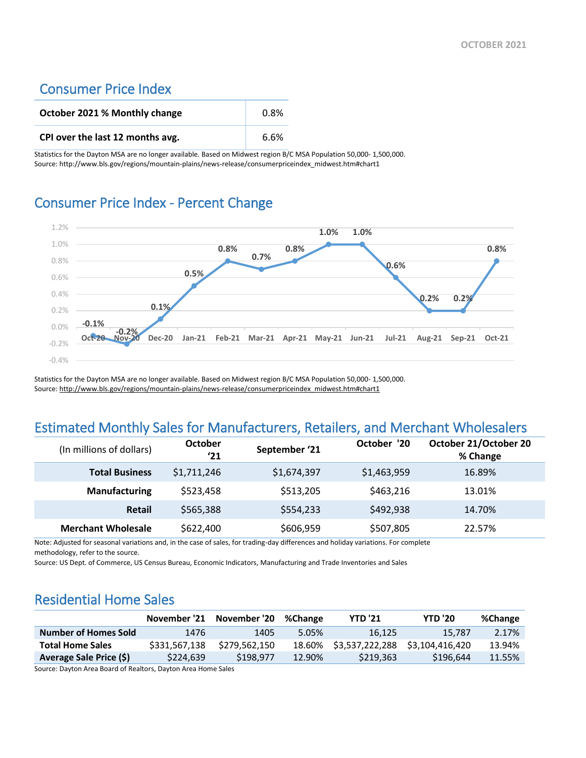## Consumer Price Index

| | |
|---|---|
| **October 2021 % Monthly change** | 0.8% |
| **CPI over the last 12 months avg.** | 6.6% |

Statistics for the Dayton MSA are no longer available. Based on Midwest region B/C MSA Population 50,000- 1,500,000.
Source: http://www.bls.gov/regions/mountain-plains/news-release/consumerpriceindex_midwest.htm#chart1

## Consumer Price Index - Percent Change

| Month | Percent Change |
|---|---|
| Oct-20 | -0.1% |
| Nov-20 | -0.2% |
| Dec-20 | 0.1% |
| Jan-21 | 0.5% |
| Feb-21 | 0.8% |
| Mar-21 | 0.7% |
| Apr-21 | 0.8% |
| May-21 | 1.0% |
| Jun-21 | 1.0% |
| Jul-21 | 0.6% |
| Aug-21 | 0.2% |
| Sep-21 | 0.2% |
| Oct-21 | 0.8% |

Statistics for the Dayton MSA are no longer available. Based on Midwest region B/C MSA Population 50,000- 1,500,000.
Source: http://www.bls.gov/regions/mountain-plains/news-release/consumerpriceindex_midwest.htm#chart1

## Estimated Monthly Sales for Manufacturers, Retailers, and Merchant Wholesalers

| (In millions of dollars) | October '21 | September '21 | October '20 | October 21/October 20 % Change |
|---|---|---|---|---|
| **Total Business** | $1,711,246 | $1,674,397 | $1,463,959 | 16.89% |
| **Manufacturing** | $523,458 | $513,205 | $463,216 | 13.01% |
| **Retail** | $565,388 | $554,233 | $492,938 | 14.70% |
| **Merchant Wholesale** | $622,400 | $606,959 | $507,805 | 22.57% |

Note: Adjusted for seasonal variations and, in the case of sales, for trading-day differences and holiday variations. For complete methodology, refer to the source.
Source: US Dept. of Commerce, US Census Bureau, Economic Indicators, Manufacturing and Trade Inventories and Sales

## Residential Home Sales

| | November '21 | November '20 | %Change | YTD '21 | YTD '20 | %Change |
|---|---|---|---|---|---|---|
| **Number of Homes Sold** | 1476 | 1405 | 5.05% | 16,125 | 15,787 | 2.17% |
| **Total Home Sales** | $331,567,138 | $279,562,150 | 18.60% | $3,537,222,288 | $3,104,416,420 | 13.94% |
| **Average Sale Price ($)** | $224,639 | $198,977 | 12.90% | $219,363 | $196,644 | 11.55% |

Source: Dayton Area Board of Realtors, Dayton Area Home Sales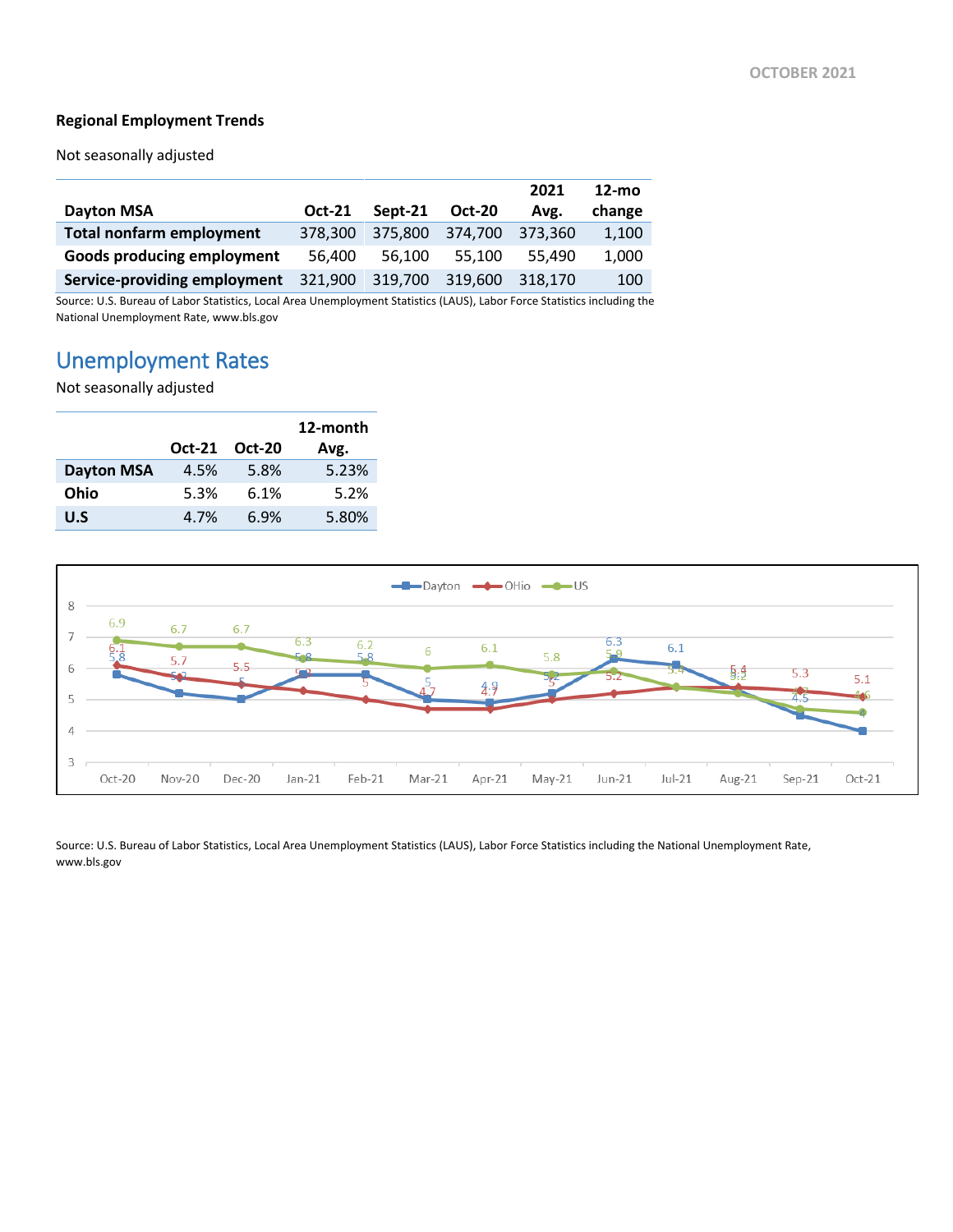OCTOBER 2021

**Regional Employment Trends**

Not seasonally adjusted

| Dayton MSA | Oct-21 | Sept-21 | Oct-20 | 2021 Avg. | 12-mo change |
|---|---|---|---|---|---|
| **Total nonfarm employment** | 378,300 | 375,800 | 374,700 | 373,360 | 1,100 |
| **Goods producing employment** | 56,400 | 56,100 | 55,100 | 55,490 | 1,000 |
| **Service-providing employment** | 321,900 | 319,700 | 319,600 | 318,170 | 100 |

Source: U.S. Bureau of Labor Statistics, Local Area Unemployment Statistics (LAUS), Labor Force Statistics including the National Unemployment Rate, www.bls.gov

## Unemployment Rates

Not seasonally adjusted

| | Oct-21 | Oct-20 | 12-month Avg. |
|---|---|---|---|
| **Dayton MSA** | 4.5% | 5.8% | 5.23% |
| **Ohio** | 5.3% | 6.1% | 5.2% |
| **U.S** | 4.7% | 6.9% | 5.80% |

Dayton OHio US

8
7
6
5
4
3

Oct-20 Nov-20 Dec-20 Jan-21 Feb-21 Mar-21 Apr-21 May-21 Jun-21 Jul-21 Aug-21 Sep-21 Oct-21

6.9 6.7 6.7 6.3 6.2 6 6.1 5.8 5.9 5.4 5.2 4.7 4.6

6.1 5.7 5.5 5.3 5 4.7 4.7 5 5.2 5.4 5.4 5.3 5.1

5.8 5.2 5 5.8 5.8 5 4.9 5.2 6.3 6.1 5.2 4.5 4

Source: U.S. Bureau of Labor Statistics, Local Area Unemployment Statistics (LAUS), Labor Force Statistics including the National Unemployment Rate, www.bls.gov